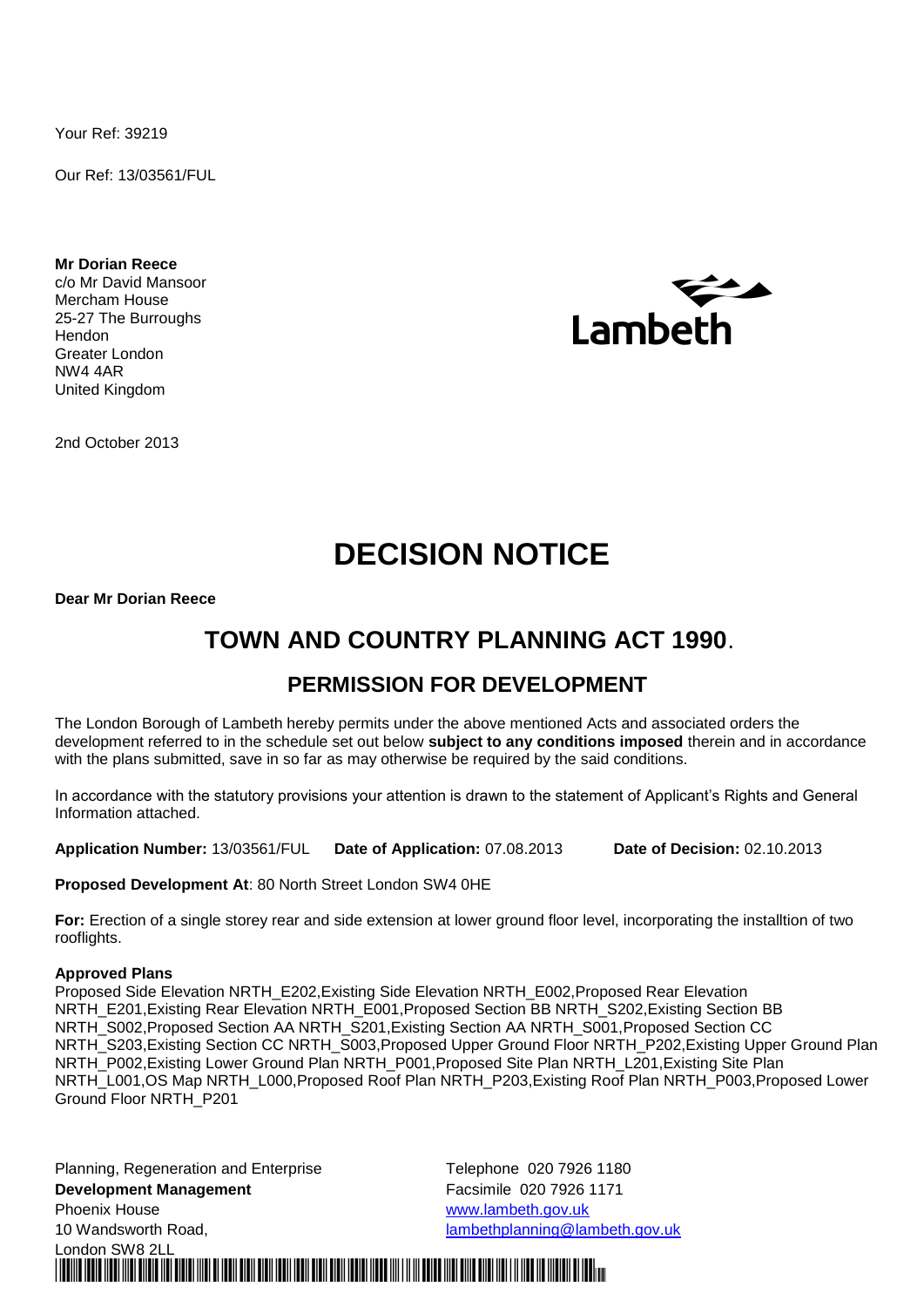Your Ref: 39219

Our Ref: 13/03561/FUL

**Mr Dorian Reece**
c/o Mr David Mansoor
Mercham House
25-27 The Burroughs
Hendon
Greater London
NW4 4AR
United Kingdom

Lambeth

2nd October 2013

# DECISION NOTICE

**Dear Mr Dorian Reece**

## TOWN AND COUNTRY PLANNING ACT 1990.

### PERMISSION FOR DEVELOPMENT

The London Borough of Lambeth hereby permits under the above mentioned Acts and associated orders the development referred to in the schedule set out below **subject to any conditions imposed** therein and in accordance with the plans submitted, save in so far as may otherwise be required by the said conditions.

In accordance with the statutory provisions your attention is drawn to the statement of Applicant's Rights and General Information attached.

**Application Number:** 13/03561/FUL **Date of Application:** 07.08.2013 **Date of Decision:** 02.10.2013

**Proposed Development At**: 80 North Street London SW4 0HE

**For:** Erection of a single storey rear and side extension at lower ground floor level, incorporating the installtion of two rooflights.

**Approved Plans**
Proposed Side Elevation NRTH_E202,Existing Side Elevation NRTH_E002,Proposed Rear Elevation NRTH_E201,Existing Rear Elevation NRTH_E001,Proposed Section BB NRTH_S202,Existing Section BB NRTH_S002,Proposed Section AA NRTH_S201,Existing Section AA NRTH_S001,Proposed Section CC NRTH_S203,Existing Section CC NRTH_S003,Proposed Upper Ground Floor NRTH_P202,Existing Upper Ground Plan NRTH_P002,Existing Lower Ground Plan NRTH_P001,Proposed Site Plan NRTH_L201,Existing Site Plan NRTH_L001,OS Map NRTH_L000,Proposed Roof Plan NRTH_P203,Existing Roof Plan NRTH_P003,Proposed Lower Ground Floor NRTH_P201

Planning, Regeneration and Enterprise
**Development Management**
Phoenix House
10 Wandsworth Road,
London SW8 2LL

Telephone 020 7926 1180
Facsimile 020 7926 1171
www.lambeth.gov.uk
lambethplanning@lambeth.gov.uk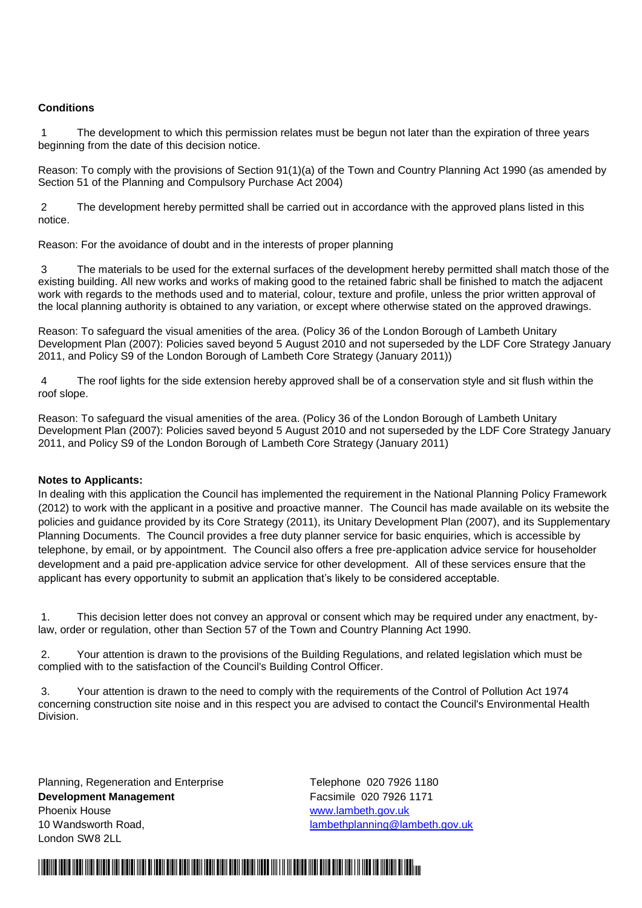**Conditions**

1 The development to which this permission relates must be begun not later than the expiration of three years beginning from the date of this decision notice.

Reason: To comply with the provisions of Section 91(1)(a) of the Town and Country Planning Act 1990 (as amended by Section 51 of the Planning and Compulsory Purchase Act 2004)

2 The development hereby permitted shall be carried out in accordance with the approved plans listed in this notice.

Reason: For the avoidance of doubt and in the interests of proper planning

3 The materials to be used for the external surfaces of the development hereby permitted shall match those of the existing building. All new works and works of making good to the retained fabric shall be finished to match the adjacent work with regards to the methods used and to material, colour, texture and profile, unless the prior written approval of the local planning authority is obtained to any variation, or except where otherwise stated on the approved drawings.

Reason: To safeguard the visual amenities of the area. (Policy 36 of the London Borough of Lambeth Unitary Development Plan (2007): Policies saved beyond 5 August 2010 and not superseded by the LDF Core Strategy January 2011, and Policy S9 of the London Borough of Lambeth Core Strategy (January 2011))

4 The roof lights for the side extension hereby approved shall be of a conservation style and sit flush within the roof slope.

Reason: To safeguard the visual amenities of the area. (Policy 36 of the London Borough of Lambeth Unitary Development Plan (2007): Policies saved beyond 5 August 2010 and not superseded by the LDF Core Strategy January 2011, and Policy S9 of the London Borough of Lambeth Core Strategy (January 2011)

**Notes to Applicants:**

In dealing with this application the Council has implemented the requirement in the National Planning Policy Framework (2012) to work with the applicant in a positive and proactive manner. The Council has made available on its website the policies and guidance provided by its Core Strategy (2011), its Unitary Development Plan (2007), and its Supplementary Planning Documents. The Council provides a free duty planner service for basic enquiries, which is accessible by telephone, by email, or by appointment. The Council also offers a free pre-application advice service for householder development and a paid pre-application advice service for other development. All of these services ensure that the applicant has every opportunity to submit an application that's likely to be considered acceptable.

1. This decision letter does not convey an approval or consent which may be required under any enactment, by-law, order or regulation, other than Section 57 of the Town and Country Planning Act 1990.

2. Your attention is drawn to the provisions of the Building Regulations, and related legislation which must be complied with to the satisfaction of the Council's Building Control Officer.

3. Your attention is drawn to the need to comply with the requirements of the Control of Pollution Act 1974 concerning construction site noise and in this respect you are advised to contact the Council's Environmental Health Division.

Planning, Regeneration and Enterprise
**Development Management**
Phoenix House
10 Wandsworth Road,
London SW8 2LL

Telephone 020 7926 1180
Facsimile 020 7926 1171
www.lambeth.gov.uk
lambethplanning@lambeth.gov.uk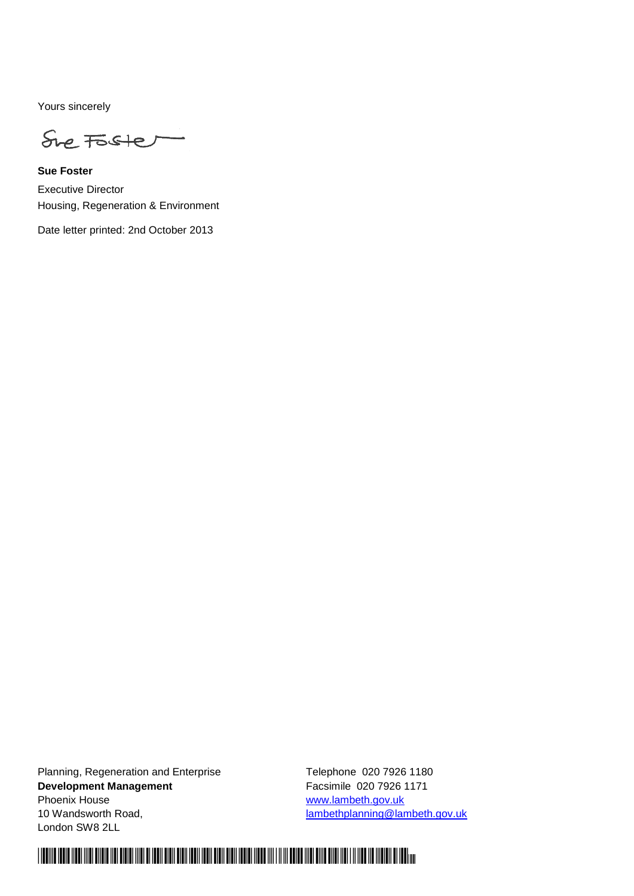Yours sincerely

Sue Foster

**Sue Foster**
Executive Director
Housing, Regeneration & Environment

Date letter printed: 2nd October 2013

Planning, Regeneration and Enterprise
**Development Management**
Phoenix House
10 Wandsworth Road,
London SW8 2LL

Telephone 020 7926 1180
Facsimile 020 7926 1171
www.lambeth.gov.uk
lambethplanning@lambeth.gov.uk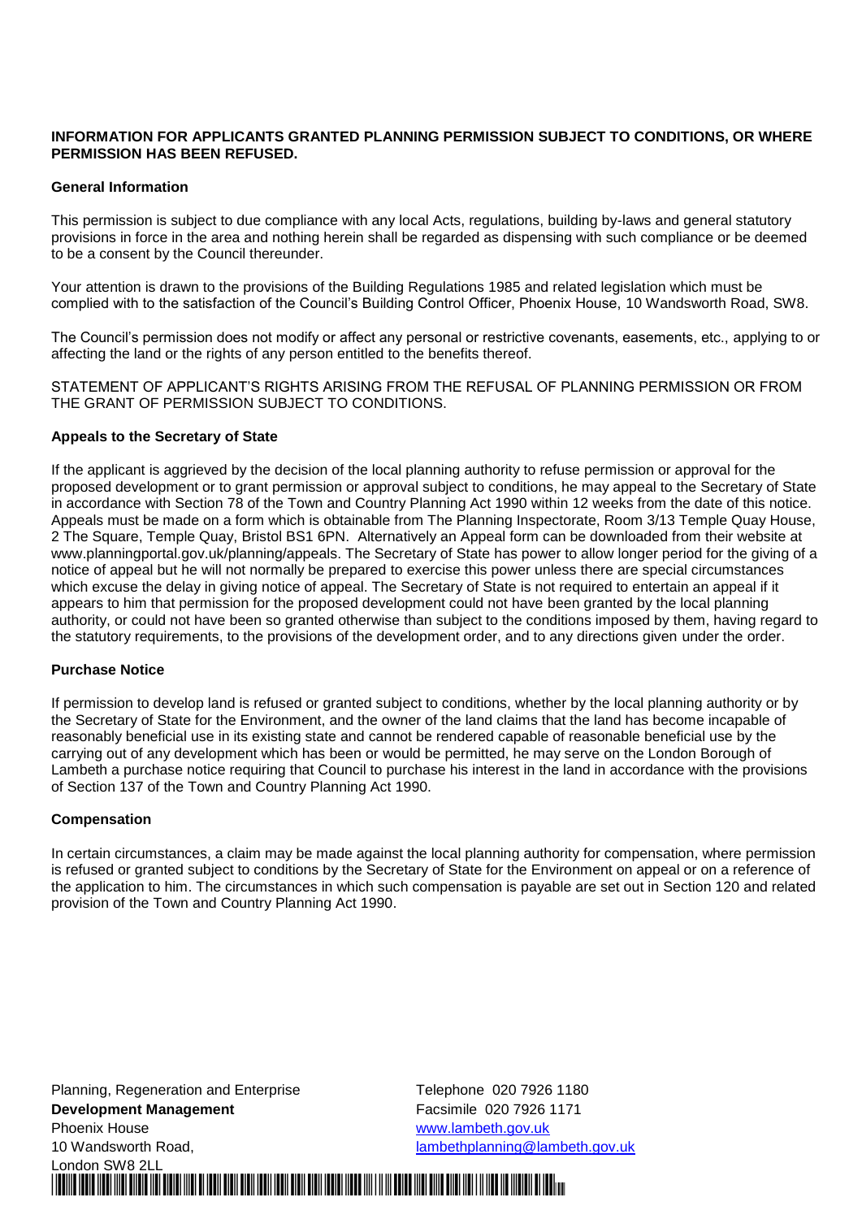**INFORMATION FOR APPLICANTS GRANTED PLANNING PERMISSION SUBJECT TO CONDITIONS, OR WHERE PERMISSION HAS BEEN REFUSED.**

**General Information**

This permission is subject to due compliance with any local Acts, regulations, building by-laws and general statutory provisions in force in the area and nothing herein shall be regarded as dispensing with such compliance or be deemed to be a consent by the Council thereunder.

Your attention is drawn to the provisions of the Building Regulations 1985 and related legislation which must be complied with to the satisfaction of the Council's Building Control Officer, Phoenix House, 10 Wandsworth Road, SW8.

The Council's permission does not modify or affect any personal or restrictive covenants, easements, etc., applying to or affecting the land or the rights of any person entitled to the benefits thereof.

STATEMENT OF APPLICANT'S RIGHTS ARISING FROM THE REFUSAL OF PLANNING PERMISSION OR FROM THE GRANT OF PERMISSION SUBJECT TO CONDITIONS.

**Appeals to the Secretary of State**

If the applicant is aggrieved by the decision of the local planning authority to refuse permission or approval for the proposed development or to grant permission or approval subject to conditions, he may appeal to the Secretary of State in accordance with Section 78 of the Town and Country Planning Act 1990 within 12 weeks from the date of this notice. Appeals must be made on a form which is obtainable from The Planning Inspectorate, Room 3/13 Temple Quay House, 2 The Square, Temple Quay, Bristol BS1 6PN. Alternatively an Appeal form can be downloaded from their website at www.planningportal.gov.uk/planning/appeals. The Secretary of State has power to allow longer period for the giving of a notice of appeal but he will not normally be prepared to exercise this power unless there are special circumstances which excuse the delay in giving notice of appeal. The Secretary of State is not required to entertain an appeal if it appears to him that permission for the proposed development could not have been granted by the local planning authority, or could not have been so granted otherwise than subject to the conditions imposed by them, having regard to the statutory requirements, to the provisions of the development order, and to any directions given under the order.

**Purchase Notice**

If permission to develop land is refused or granted subject to conditions, whether by the local planning authority or by the Secretary of State for the Environment, and the owner of the land claims that the land has become incapable of reasonably beneficial use in its existing state and cannot be rendered capable of reasonable beneficial use by the carrying out of any development which has been or would be permitted, he may serve on the London Borough of Lambeth a purchase notice requiring that Council to purchase his interest in the land in accordance with the provisions of Section 137 of the Town and Country Planning Act 1990.

**Compensation**

In certain circumstances, a claim may be made against the local planning authority for compensation, where permission is refused or granted subject to conditions by the Secretary of State for the Environment on appeal or on a reference of the application to him. The circumstances in which such compensation is payable are set out in Section 120 and related provision of the Town and Country Planning Act 1990.

Planning, Regeneration and Enterprise
**Development Management**
Phoenix House
10 Wandsworth Road,
London SW8 2LL

Telephone 020 7926 1180
Facsimile 020 7926 1171
www.lambeth.gov.uk
lambethplanning@lambeth.gov.uk